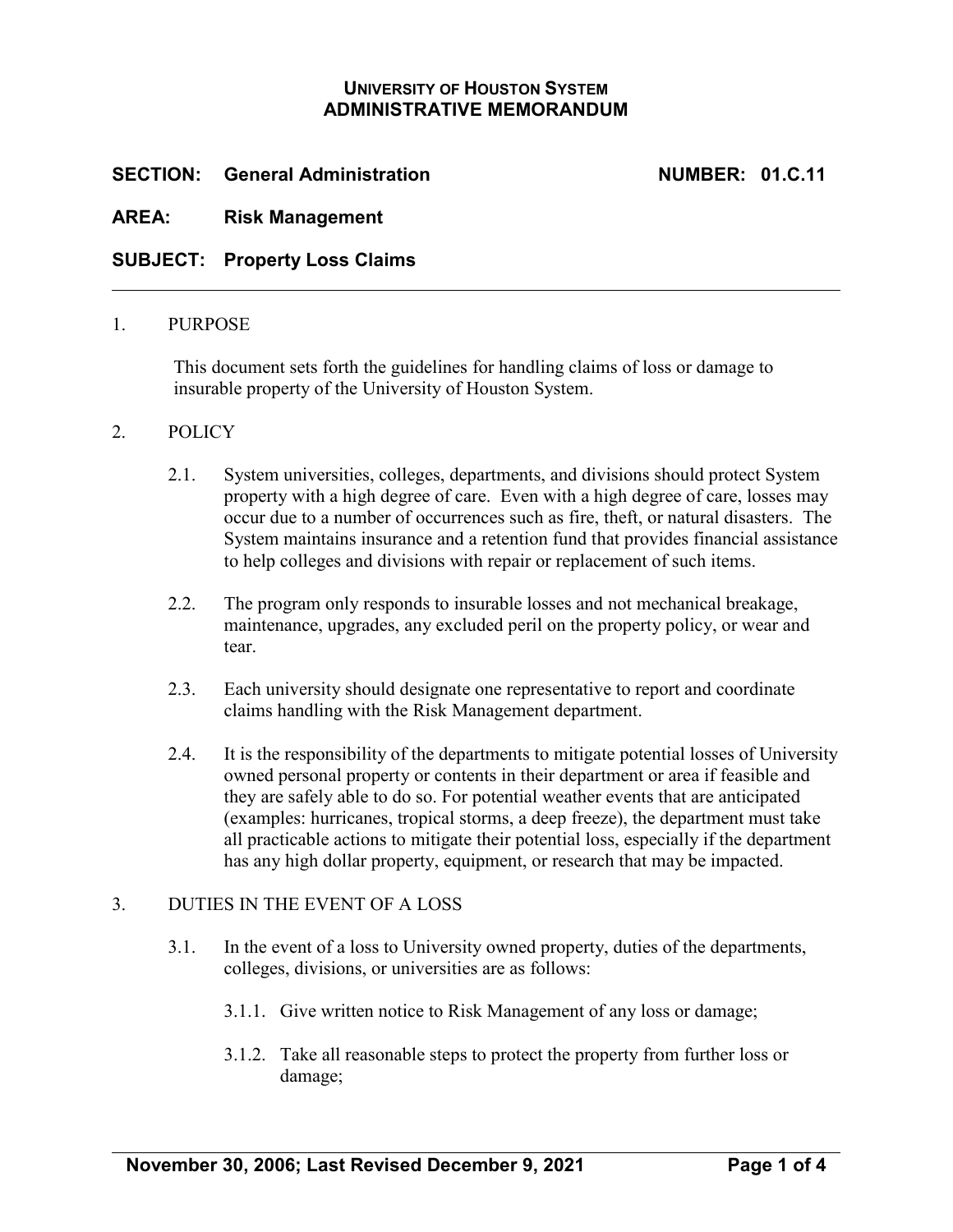**UNIVERSITY OF HOUSTON SYSTEM**
**ADMINISTRATIVE MEMORANDUM**

**SECTION: General Administration** **NUMBER: 01.C.11**

**AREA: Risk Management**

**SUBJECT: Property Loss Claims**

---

1. PURPOSE

   This document sets forth the guidelines for handling claims of loss or damage to insurable property of the University of Houston System.

2. POLICY

   2.1. System universities, colleges, departments, and divisions should protect System property with a high degree of care. Even with a high degree of care, losses may occur due to a number of occurrences such as fire, theft, or natural disasters. The System maintains insurance and a retention fund that provides financial assistance to help colleges and divisions with repair or replacement of such items.

   2.2. The program only responds to insurable losses and not mechanical breakage, maintenance, upgrades, any excluded peril on the property policy, or wear and tear.

   2.3. Each university should designate one representative to report and coordinate claims handling with the Risk Management department.

   2.4. It is the responsibility of the departments to mitigate potential losses of University owned personal property or contents in their department or area if feasible and they are safely able to do so. For potential weather events that are anticipated (examples: hurricanes, tropical storms, a deep freeze), the department must take all practicable actions to mitigate their potential loss, especially if the department has any high dollar property, equipment, or research that may be impacted.

3. DUTIES IN THE EVENT OF A LOSS

   3.1. In the event of a loss to University owned property, duties of the departments, colleges, divisions, or universities are as follows:

      3.1.1. Give written notice to Risk Management of any loss or damage;

      3.1.2. Take all reasonable steps to protect the property from further loss or damage;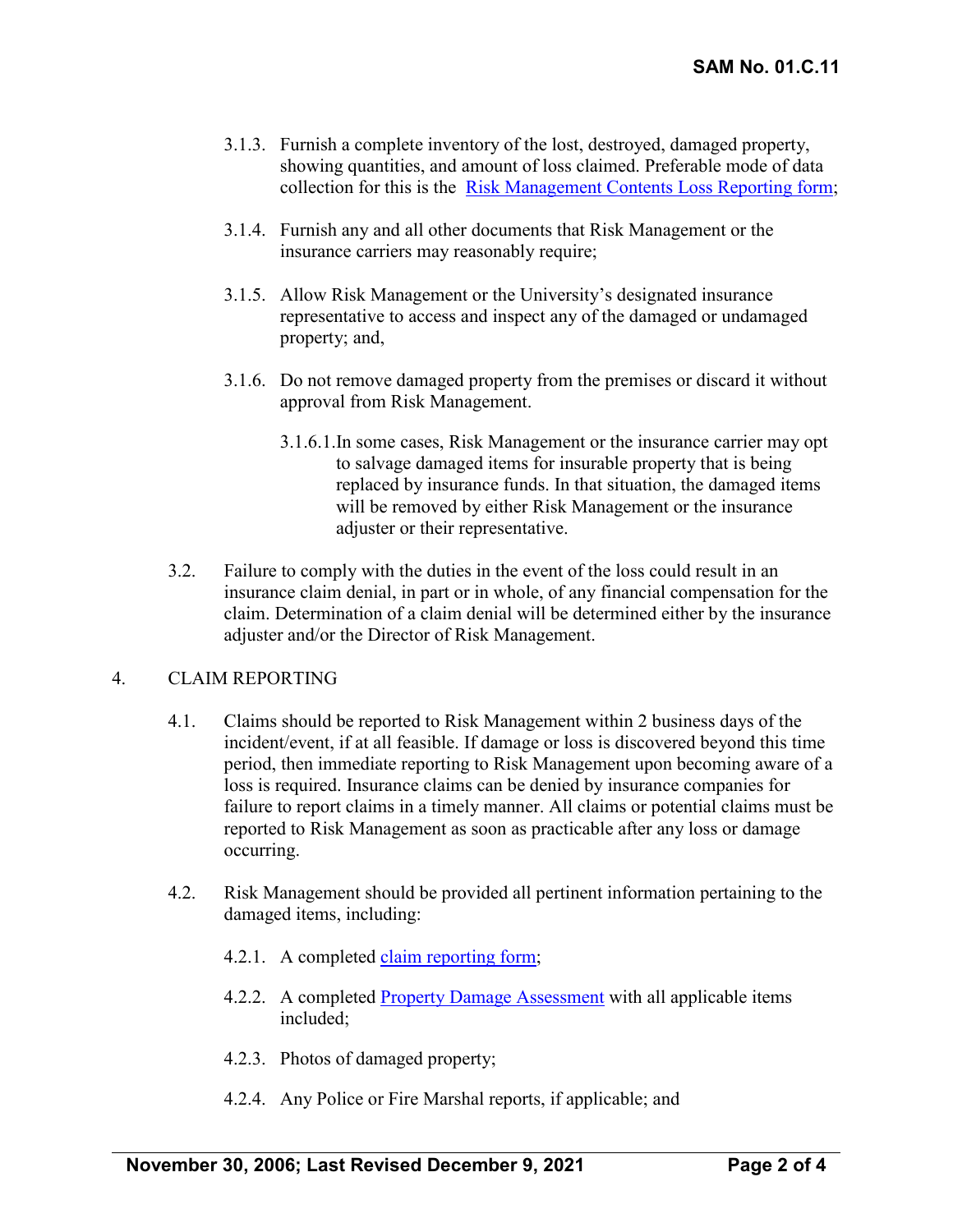3.1.3. Furnish a complete inventory of the lost, destroyed, damaged property, showing quantities, and amount of loss claimed. Preferable mode of data collection for this is the [Risk Management Contents Loss Reporting form](#);

3.1.4. Furnish any and all other documents that Risk Management or the insurance carriers may reasonably require;

3.1.5. Allow Risk Management or the University's designated insurance representative to access and inspect any of the damaged or undamaged property; and,

3.1.6. Do not remove damaged property from the premises or discard it without approval from Risk Management.

3.1.6.1. In some cases, Risk Management or the insurance carrier may opt to salvage damaged items for insurable property that is being replaced by insurance funds. In that situation, the damaged items will be removed by either Risk Management or the insurance adjuster or their representative.

3.2. Failure to comply with the duties in the event of the loss could result in an insurance claim denial, in part or in whole, of any financial compensation for the claim. Determination of a claim denial will be determined either by the insurance adjuster and/or the Director of Risk Management.

## 4. CLAIM REPORTING

4.1. Claims should be reported to Risk Management within 2 business days of the incident/event, if at all feasible. If damage or loss is discovered beyond this time period, then immediate reporting to Risk Management upon becoming aware of a loss is required. Insurance claims can be denied by insurance companies for failure to report claims in a timely manner. All claims or potential claims must be reported to Risk Management as soon as practicable after any loss or damage occurring.

4.2. Risk Management should be provided all pertinent information pertaining to the damaged items, including:

4.2.1. A completed [claim reporting form](#);

4.2.2. A completed [Property Damage Assessment](#) with all applicable items included;

4.2.3. Photos of damaged property;

4.2.4. Any Police or Fire Marshal reports, if applicable; and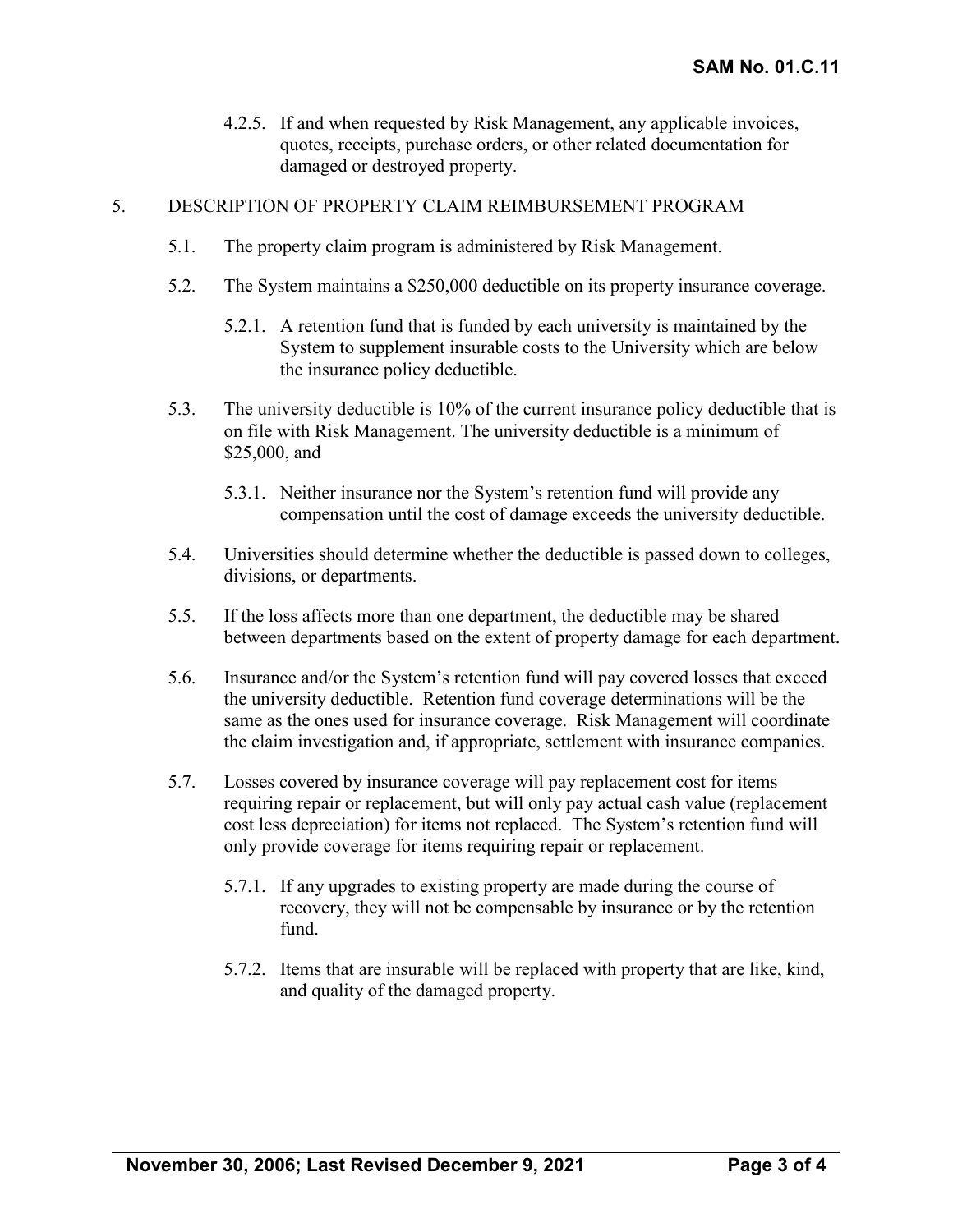4.2.5. If and when requested by Risk Management, any applicable invoices, quotes, receipts, purchase orders, or other related documentation for damaged or destroyed property.

## 5. DESCRIPTION OF PROPERTY CLAIM REIMBURSEMENT PROGRAM

5.1. The property claim program is administered by Risk Management.

5.2. The System maintains a $250,000 deductible on its property insurance coverage.

5.2.1. A retention fund that is funded by each university is maintained by the System to supplement insurable costs to the University which are below the insurance policy deductible.

5.3. The university deductible is 10% of the current insurance policy deductible that is on file with Risk Management. The university deductible is a minimum of $25,000, and

5.3.1. Neither insurance nor the System's retention fund will provide any compensation until the cost of damage exceeds the university deductible.

5.4. Universities should determine whether the deductible is passed down to colleges, divisions, or departments.

5.5. If the loss affects more than one department, the deductible may be shared between departments based on the extent of property damage for each department.

5.6. Insurance and/or the System's retention fund will pay covered losses that exceed the university deductible. Retention fund coverage determinations will be the same as the ones used for insurance coverage. Risk Management will coordinate the claim investigation and, if appropriate, settlement with insurance companies.

5.7. Losses covered by insurance coverage will pay replacement cost for items requiring repair or replacement, but will only pay actual cash value (replacement cost less depreciation) for items not replaced. The System's retention fund will only provide coverage for items requiring repair or replacement.

5.7.1. If any upgrades to existing property are made during the course of recovery, they will not be compensable by insurance or by the retention fund.

5.7.2. Items that are insurable will be replaced with property that are like, kind, and quality of the damaged property.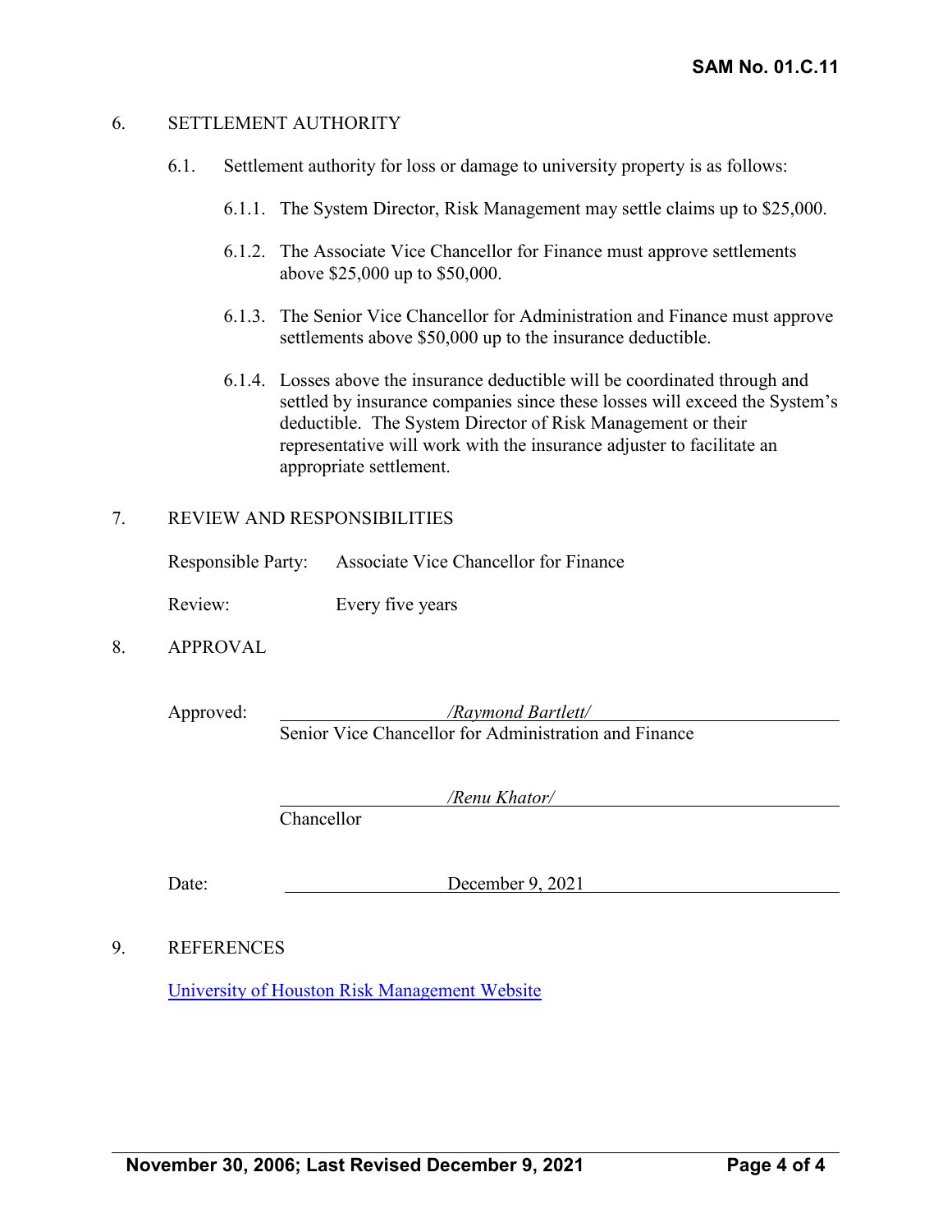## 6. SETTLEMENT AUTHORITY

6.1. Settlement authority for loss or damage to university property is as follows:

6.1.1. The System Director, Risk Management may settle claims up to $25,000.

6.1.2. The Associate Vice Chancellor for Finance must approve settlements above $25,000 up to $50,000.

6.1.3. The Senior Vice Chancellor for Administration and Finance must approve settlements above $50,000 up to the insurance deductible.

6.1.4. Losses above the insurance deductible will be coordinated through and settled by insurance companies since these losses will exceed the System's deductible. The System Director of Risk Management or their representative will work with the insurance adjuster to facilitate an appropriate settlement.

## 7. REVIEW AND RESPONSIBILITIES

Responsible Party: Associate Vice Chancellor for Finance

Review: Every five years

## 8. APPROVAL

Approved: */Raymond Bartlett/*
Senior Vice Chancellor for Administration and Finance

*/Renu Khator/*
Chancellor

Date: December 9, 2021

## 9. REFERENCES

University of Houston Risk Management Website